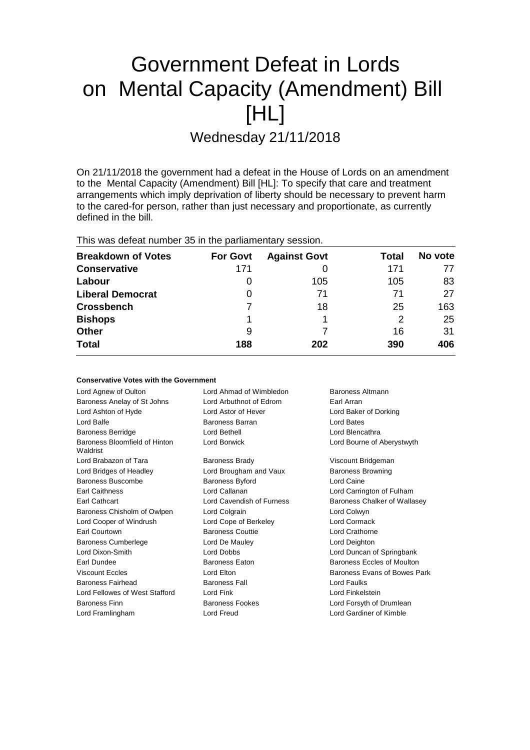# Government Defeat in Lords on Mental Capacity (Amendment) Bill [HL]

## Wednesday 21/11/2018

On 21/11/2018 the government had a defeat in the House of Lords on an amendment to the Mental Capacity (Amendment) Bill [HL]: To specify that care and treatment arrangements which imply deprivation of liberty should be necessary to prevent harm to the cared-for person, rather than just necessary and proportionate, as currently defined in the bill.

This was defeat number 35 in the parliamentary session.

| Breakdown of Votes | For Govt | Against Govt | Total | No vote |
|---|---|---|---|---|
| **Conservative** | 171 | 0 | 171 | 77 |
| **Labour** | 0 | 105 | 105 | 83 |
| **Liberal Democrat** | 0 | 71 | 71 | 27 |
| **Crossbench** | 7 | 18 | 25 | 163 |
| **Bishops** | 1 | 1 | 2 | 25 |
| **Other** | 9 | 7 | 16 | 31 |
| **Total** | 188 | 202 | 390 | 406 |

#### Conservative Votes with the Government

| | | |
|---|---|---|
| Lord Agnew of Oulton | Lord Ahmad of Wimbledon | Baroness Altmann |
| Baroness Anelay of St Johns | Lord Arbuthnot of Edrom | Earl Arran |
| Lord Ashton of Hyde | Lord Astor of Hever | Lord Baker of Dorking |
| Lord Balfe | Baroness Barran | Lord Bates |
| Baroness Berridge | Lord Bethell | Lord Blencathra |
| Baroness Bloomfield of Hinton Waldrist | Lord Borwick | Lord Bourne of Aberystwyth |
| Lord Brabazon of Tara | Baroness Brady | Viscount Bridgeman |
| Lord Bridges of Headley | Lord Brougham and Vaux | Baroness Browning |
| Baroness Buscombe | Baroness Byford | Lord Caine |
| Earl Caithness | Lord Callanan | Lord Carrington of Fulham |
| Earl Cathcart | Lord Cavendish of Furness | Baroness Chalker of Wallasey |
| Baroness Chisholm of Owlpen | Lord Colgrain | Lord Colwyn |
| Lord Cooper of Windrush | Lord Cope of Berkeley | Lord Cormack |
| Earl Courtown | Baroness Couttie | Lord Crathorne |
| Baroness Cumberlege | Lord De Mauley | Lord Deighton |
| Lord Dixon-Smith | Lord Dobbs | Lord Duncan of Springbank |
| Earl Dundee | Baroness Eaton | Baroness Eccles of Moulton |
| Viscount Eccles | Lord Elton | Baroness Evans of Bowes Park |
| Baroness Fairhead | Baroness Fall | Lord Faulks |
| Lord Fellowes of West Stafford | Lord Fink | Lord Finkelstein |
| Baroness Finn | Baroness Fookes | Lord Forsyth of Drumlean |
| Lord Framlingham | Lord Freud | Lord Gardiner of Kimble |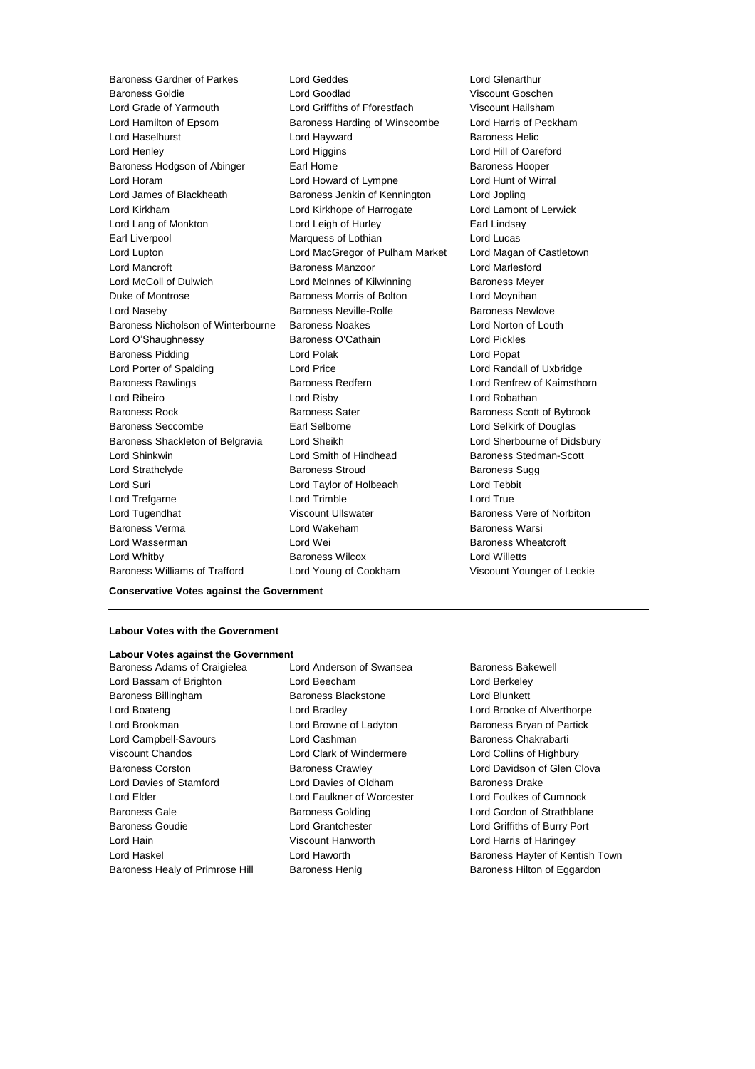Baroness Gardner of Parkes
Lord Geddes
Lord Glenarthur
Baroness Goldie
Lord Goodlad
Viscount Goschen
Lord Grade of Yarmouth
Lord Griffiths of Fforestfach
Viscount Hailsham
Lord Hamilton of Epsom
Baroness Harding of Winscombe
Lord Harris of Peckham
Lord Haselhurst
Lord Hayward
Baroness Helic
Lord Henley
Lord Higgins
Lord Hill of Oareford
Baroness Hodgson of Abinger
Earl Home
Baroness Hooper
Lord Horam
Lord Howard of Lympne
Lord Hunt of Wirral
Lord James of Blackheath
Baroness Jenkin of Kennington
Lord Jopling
Lord Kirkham
Lord Kirkhope of Harrogate
Lord Lamont of Lerwick
Lord Lang of Monkton
Lord Leigh of Hurley
Earl Lindsay
Earl Liverpool
Marquess of Lothian
Lord Lucas
Lord Lupton
Lord MacGregor of Pulham Market
Lord Magan of Castletown
Lord Mancroft
Baroness Manzoor
Lord Marlesford
Lord McColl of Dulwich
Lord McInnes of Kilwinning
Baroness Meyer
Duke of Montrose
Baroness Morris of Bolton
Lord Moynihan
Lord Naseby
Baroness Neville-Rolfe
Baroness Newlove
Baroness Nicholson of Winterbourne
Baroness Noakes
Lord Norton of Louth
Lord O'Shaughnessy
Baroness O'Cathain
Lord Pickles
Baroness Pidding
Lord Polak
Lord Popat
Lord Porter of Spalding
Lord Price
Lord Randall of Uxbridge
Baroness Rawlings
Baroness Redfern
Lord Renfrew of Kaimsthorn
Lord Ribeiro
Lord Risby
Lord Robathan
Baroness Rock
Baroness Sater
Baroness Scott of Bybrook
Baroness Seccombe
Earl Selborne
Lord Selkirk of Douglas
Baroness Shackleton of Belgravia
Lord Sheikh
Lord Sherbourne of Didsbury
Lord Shinkwin
Lord Smith of Hindhead
Baroness Stedman-Scott
Lord Strathclyde
Baroness Stroud
Baroness Sugg
Lord Suri
Lord Taylor of Holbeach
Lord Tebbit
Lord Trefgarne
Lord Trimble
Lord True
Lord Tugendhat
Viscount Ullswater
Baroness Vere of Norbiton
Baroness Verma
Lord Wakeham
Baroness Warsi
Lord Wasserman
Lord Wei
Baroness Wheatcroft
Lord Whitby
Baroness Wilcox
Lord Willetts
Baroness Williams of Trafford
Lord Young of Cookham
Viscount Younger of Leckie

**Conservative Votes against the Government**

---

**Labour Votes with the Government**

**Labour Votes against the Government**

Baroness Adams of Craigielea
Lord Anderson of Swansea
Baroness Bakewell
Lord Bassam of Brighton
Lord Beecham
Lord Berkeley
Baroness Billingham
Baroness Blackstone
Lord Blunkett
Lord Boateng
Lord Bradley
Lord Brooke of Alverthorpe
Lord Brookman
Lord Browne of Ladyton
Baroness Bryan of Partick
Lord Campbell-Savours
Lord Cashman
Baroness Chakrabarti
Viscount Chandos
Lord Clark of Windermere
Lord Collins of Highbury
Baroness Corston
Baroness Crawley
Lord Davidson of Glen Clova
Lord Davies of Stamford
Lord Davies of Oldham
Baroness Drake
Lord Elder
Lord Faulkner of Worcester
Lord Foulkes of Cumnock
Baroness Gale
Baroness Golding
Lord Gordon of Strathblane
Baroness Goudie
Lord Grantchester
Lord Griffiths of Burry Port
Lord Hain
Viscount Hanworth
Lord Harris of Haringey
Lord Haskel
Lord Haworth
Baroness Hayter of Kentish Town
Baroness Healy of Primrose Hill
Baroness Henig
Baroness Hilton of Eggardon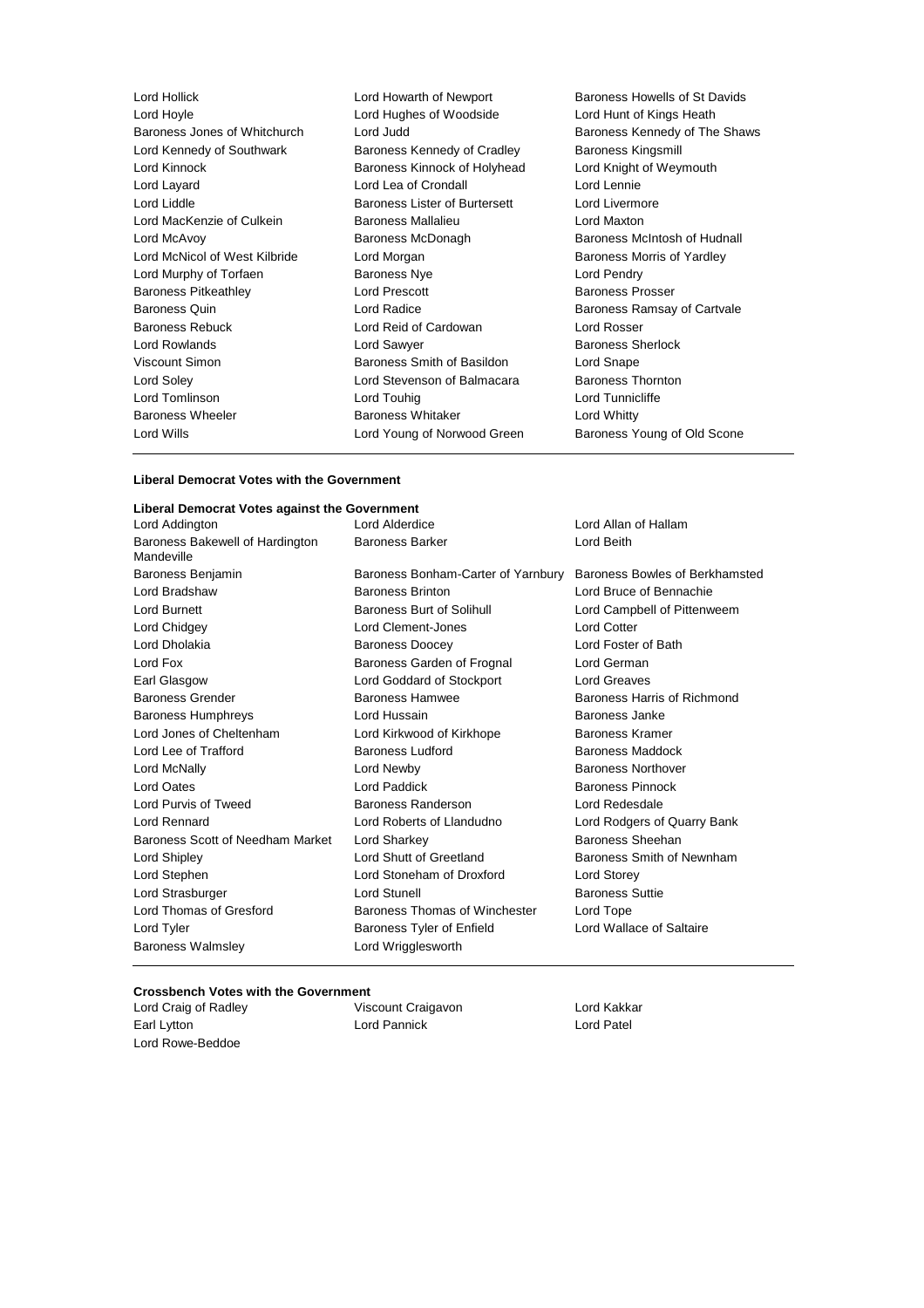| | | |
|---|---|---|
| Lord Hollick | Lord Howarth of Newport | Baroness Howells of St Davids |
| Lord Hoyle | Lord Hughes of Woodside | Lord Hunt of Kings Heath |
| Baroness Jones of Whitchurch | Lord Judd | Baroness Kennedy of The Shaws |
| Lord Kennedy of Southwark | Baroness Kennedy of Cradley | Baroness Kingsmill |
| Lord Kinnock | Baroness Kinnock of Holyhead | Lord Knight of Weymouth |
| Lord Layard | Lord Lea of Crondall | Lord Lennie |
| Lord Liddle | Baroness Lister of Burtersett | Lord Livermore |
| Lord MacKenzie of Culkein | Baroness Mallalieu | Lord Maxton |
| Lord McAvoy | Baroness McDonagh | Baroness McIntosh of Hudnall |
| Lord McNicol of West Kilbride | Lord Morgan | Baroness Morris of Yardley |
| Lord Murphy of Torfaen | Baroness Nye | Lord Pendry |
| Baroness Pitkeathley | Lord Prescott | Baroness Prosser |
| Baroness Quin | Lord Radice | Baroness Ramsay of Cartvale |
| Baroness Rebuck | Lord Reid of Cardowan | Lord Rosser |
| Lord Rowlands | Lord Sawyer | Baroness Sherlock |
| Viscount Simon | Baroness Smith of Basildon | Lord Snape |
| Lord Soley | Lord Stevenson of Balmacara | Baroness Thornton |
| Lord Tomlinson | Lord Touhig | Lord Tunnicliffe |
| Baroness Wheeler | Baroness Whitaker | Lord Whitty |
| Lord Wills | Lord Young of Norwood Green | Baroness Young of Old Scone |

**Liberal Democrat Votes with the Government**

**Liberal Democrat Votes against the Government**

| | | |
|---|---|---|
| Lord Addington | Lord Alderdice | Lord Allan of Hallam |
| Baroness Bakewell of Hardington Mandeville | Baroness Barker | Lord Beith |
| Baroness Benjamin | Baroness Bonham-Carter of Yarnbury | Baroness Bowles of Berkhamsted |
| Lord Bradshaw | Baroness Brinton | Lord Bruce of Bennachie |
| Lord Burnett | Baroness Burt of Solihull | Lord Campbell of Pittenweem |
| Lord Chidgey | Lord Clement-Jones | Lord Cotter |
| Lord Dholakia | Baroness Doocey | Lord Foster of Bath |
| Lord Fox | Baroness Garden of Frognal | Lord German |
| Earl Glasgow | Lord Goddard of Stockport | Lord Greaves |
| Baroness Grender | Baroness Hamwee | Baroness Harris of Richmond |
| Baroness Humphreys | Lord Hussain | Baroness Janke |
| Lord Jones of Cheltenham | Lord Kirkwood of Kirkhope | Baroness Kramer |
| Lord Lee of Trafford | Baroness Ludford | Baroness Maddock |
| Lord McNally | Lord Newby | Baroness Northover |
| Lord Oates | Lord Paddick | Baroness Pinnock |
| Lord Purvis of Tweed | Baroness Randerson | Lord Redesdale |
| Lord Rennard | Lord Roberts of Llandudno | Lord Rodgers of Quarry Bank |
| Baroness Scott of Needham Market | Lord Sharkey | Baroness Sheehan |
| Lord Shipley | Lord Shutt of Greetland | Baroness Smith of Newnham |
| Lord Stephen | Lord Stoneham of Droxford | Lord Storey |
| Lord Strasburger | Lord Stunell | Baroness Suttie |
| Lord Thomas of Gresford | Baroness Thomas of Winchester | Lord Tope |
| Lord Tyler | Baroness Tyler of Enfield | Lord Wallace of Saltaire |
| Baroness Walmsley | Lord Wrigglesworth | |

**Crossbench Votes with the Government**

| | | |
|---|---|---|
| Lord Craig of Radley | Viscount Craigavon | Lord Kakkar |
| Earl Lytton | Lord Pannick | Lord Patel |
| Lord Rowe-Beddoe | | |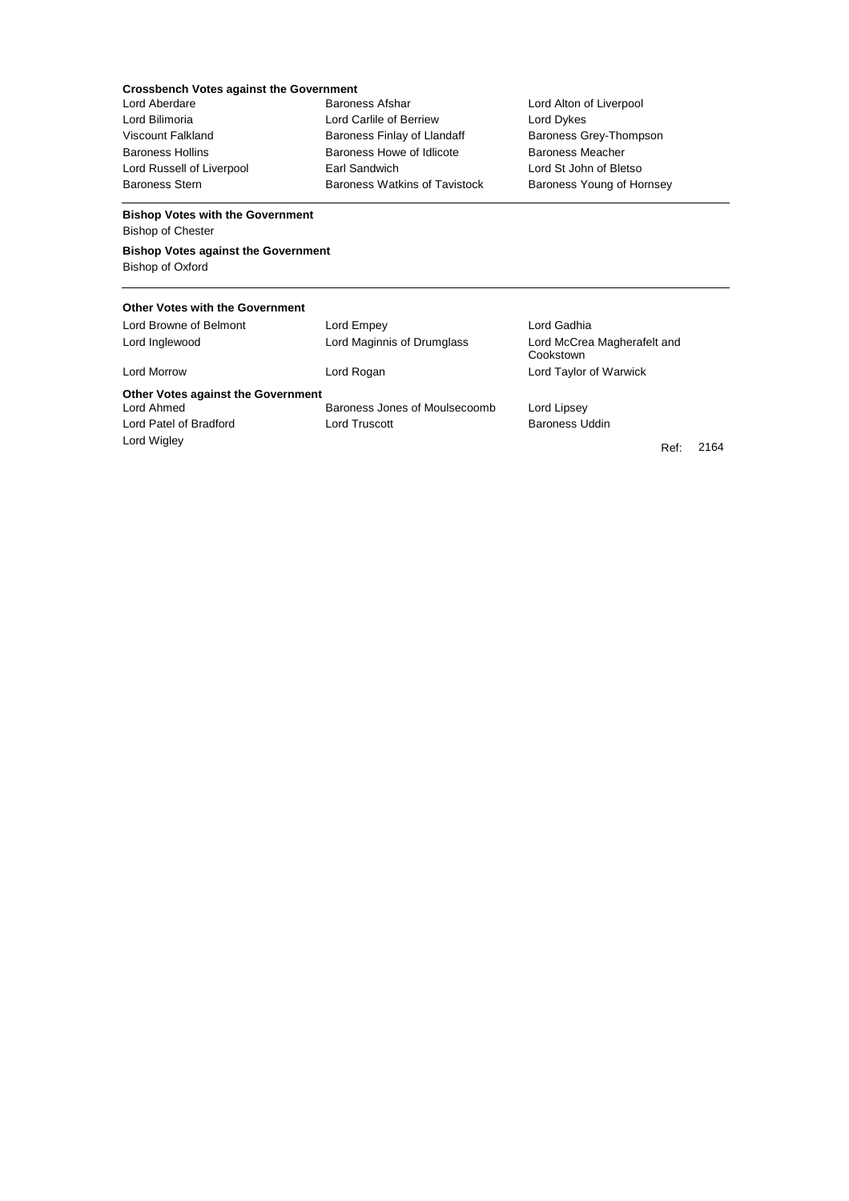**Crossbench Votes against the Government**

| | | |
|---|---|---|
| Lord Aberdare | Baroness Afshar | Lord Alton of Liverpool |
| Lord Bilimoria | Lord Carlile of Berriew | Lord Dykes |
| Viscount Falkland | Baroness Finlay of Llandaff | Baroness Grey-Thompson |
| Baroness Hollins | Baroness Howe of Idlicote | Baroness Meacher |
| Lord Russell of Liverpool | Earl Sandwich | Lord St John of Bletso |
| Baroness Stern | Baroness Watkins of Tavistock | Baroness Young of Hornsey |

**Bishop Votes with the Government**

Bishop of Chester

**Bishop Votes against the Government**

Bishop of Oxford

**Other Votes with the Government**

| | | |
|---|---|---|
| Lord Browne of Belmont | Lord Empey | Lord Gadhia |
| Lord Inglewood | Lord Maginnis of Drumglass | Lord McCrea Magherafelt and Cookstown |
| Lord Morrow | Lord Rogan | Lord Taylor of Warwick |

**Other Votes against the Government**

| | | |
|---|---|---|
| Lord Ahmed | Baroness Jones of Moulsecoomb | Lord Lipsey |
| Lord Patel of Bradford | Lord Truscott | Baroness Uddin |
| Lord Wigley | | |

Ref: 2164